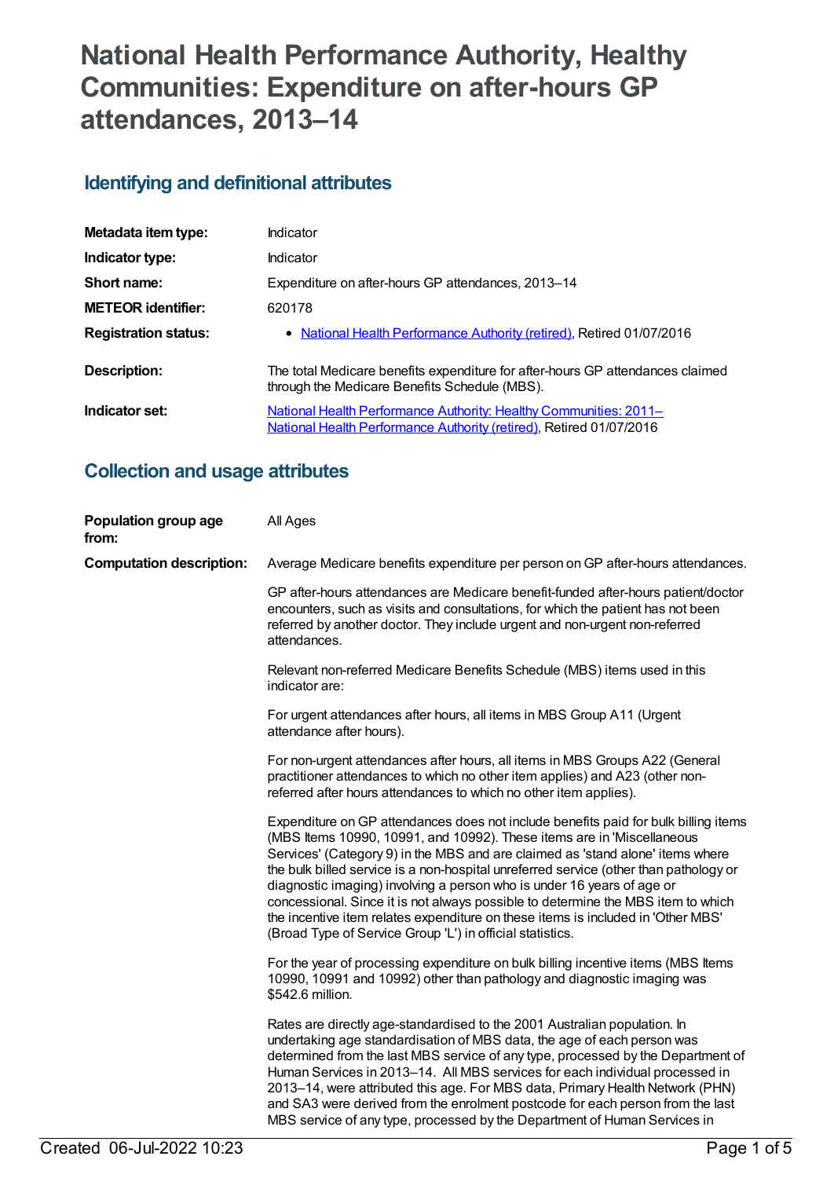# National Health Performance Authority, Healthy Communities: Expenditure on after-hours GP attendances, 2013–14

## Identifying and definitional attributes

| | |
|---|---|
| **Metadata item type:** | Indicator |
| **Indicator type:** | Indicator |
| **Short name:** | Expenditure on after-hours GP attendances, 2013–14 |
| **METEOR identifier:** | 620178 |
| **Registration status:** | • National Health Performance Authority (retired), Retired 01/07/2016 |
| **Description:** | The total Medicare benefits expenditure for after-hours GP attendances claimed through the Medicare Benefits Schedule (MBS). |
| **Indicator set:** | National Health Performance Authority: Healthy Communities: 2011– National Health Performance Authority (retired), Retired 01/07/2016 |

## Collection and usage attributes

**Population group age from:** All Ages

**Computation description:** Average Medicare benefits expenditure per person on GP after-hours attendances.

GP after-hours attendances are Medicare benefit-funded after-hours patient/doctor encounters, such as visits and consultations, for which the patient has not been referred by another doctor. They include urgent and non-urgent non-referred attendances.

Relevant non-referred Medicare Benefits Schedule (MBS) items used in this indicator are:

For urgent attendances after hours, all items in MBS Group A11 (Urgent attendance after hours).

For non-urgent attendances after hours, all items in MBS Groups A22 (General practitioner attendances to which no other item applies) and A23 (other non-referred after hours attendances to which no other item applies).

Expenditure on GP attendances does not include benefits paid for bulk billing items (MBS Items 10990, 10991, and 10992). These items are in 'Miscellaneous Services' (Category 9) in the MBS and are claimed as 'stand alone' items where the bulk billed service is a non-hospital unreferred service (other than pathology or diagnostic imaging) involving a person who is under 16 years of age or concessional. Since it is not always possible to determine the MBS item to which the incentive item relates expenditure on these items is included in 'Other MBS' (Broad Type of Service Group 'L') in official statistics.

For the year of processing expenditure on bulk billing incentive items (MBS Items 10990, 10991 and 10992) other than pathology and diagnostic imaging was $542.6 million.

Rates are directly age-standardised to the 2001 Australian population. In undertaking age standardisation of MBS data, the age of each person was determined from the last MBS service of any type, processed by the Department of Human Services in 2013–14. All MBS services for each individual processed in 2013–14, were attributed this age. For MBS data, Primary Health Network (PHN) and SA3 were derived from the enrolment postcode for each person from the last MBS service of any type, processed by the Department of Human Services in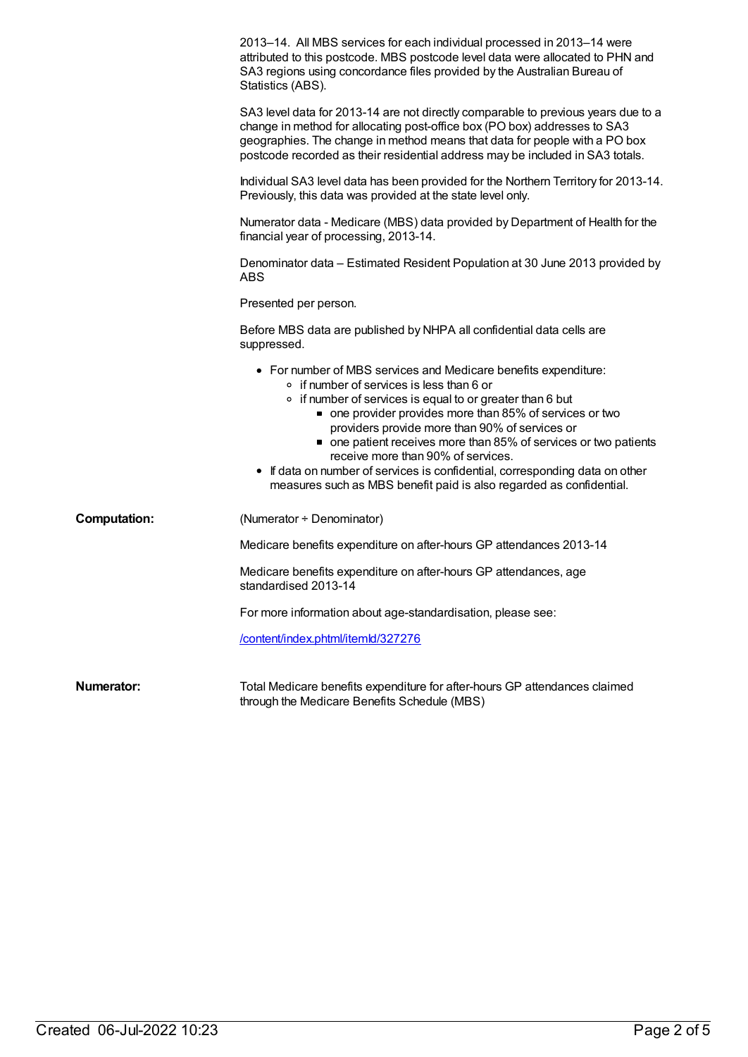2013–14. All MBS services for each individual processed in 2013–14 were attributed to this postcode. MBS postcode level data were allocated to PHN and SA3 regions using concordance files provided by the Australian Bureau of Statistics (ABS).

SA3 level data for 2013-14 are not directly comparable to previous years due to a change in method for allocating post-office box (PO box) addresses to SA3 geographies. The change in method means that data for people with a PO box postcode recorded as their residential address may be included in SA3 totals.

Individual SA3 level data has been provided for the Northern Territory for 2013-14. Previously, this data was provided at the state level only.

Numerator data - Medicare (MBS) data provided by Department of Health for the financial year of processing, 2013-14.

Denominator data – Estimated Resident Population at 30 June 2013 provided by ABS

Presented per person.

Before MBS data are published by NHPA all confidential data cells are suppressed.

- For number of MBS services and Medicare benefits expenditure:
    - if number of services is less than 6 or
    - if number of services is equal to or greater than 6 but
        - one provider provides more than 85% of services or two providers provide more than 90% of services or
        - one patient receives more than 85% of services or two patients receive more than 90% of services.
- If data on number of services is confidential, corresponding data on other measures such as MBS benefit paid is also regarded as confidential.

**Computation:**

(Numerator ÷ Denominator)

Medicare benefits expenditure on after-hours GP attendances 2013-14

Medicare benefits expenditure on after-hours GP attendances, age standardised 2013-14

For more information about age-standardisation, please see:

[/content/index.phtml/itemId/327276](/content/index.phtml/itemId/327276)

**Numerator:**

Total Medicare benefits expenditure for after-hours GP attendances claimed through the Medicare Benefits Schedule (MBS)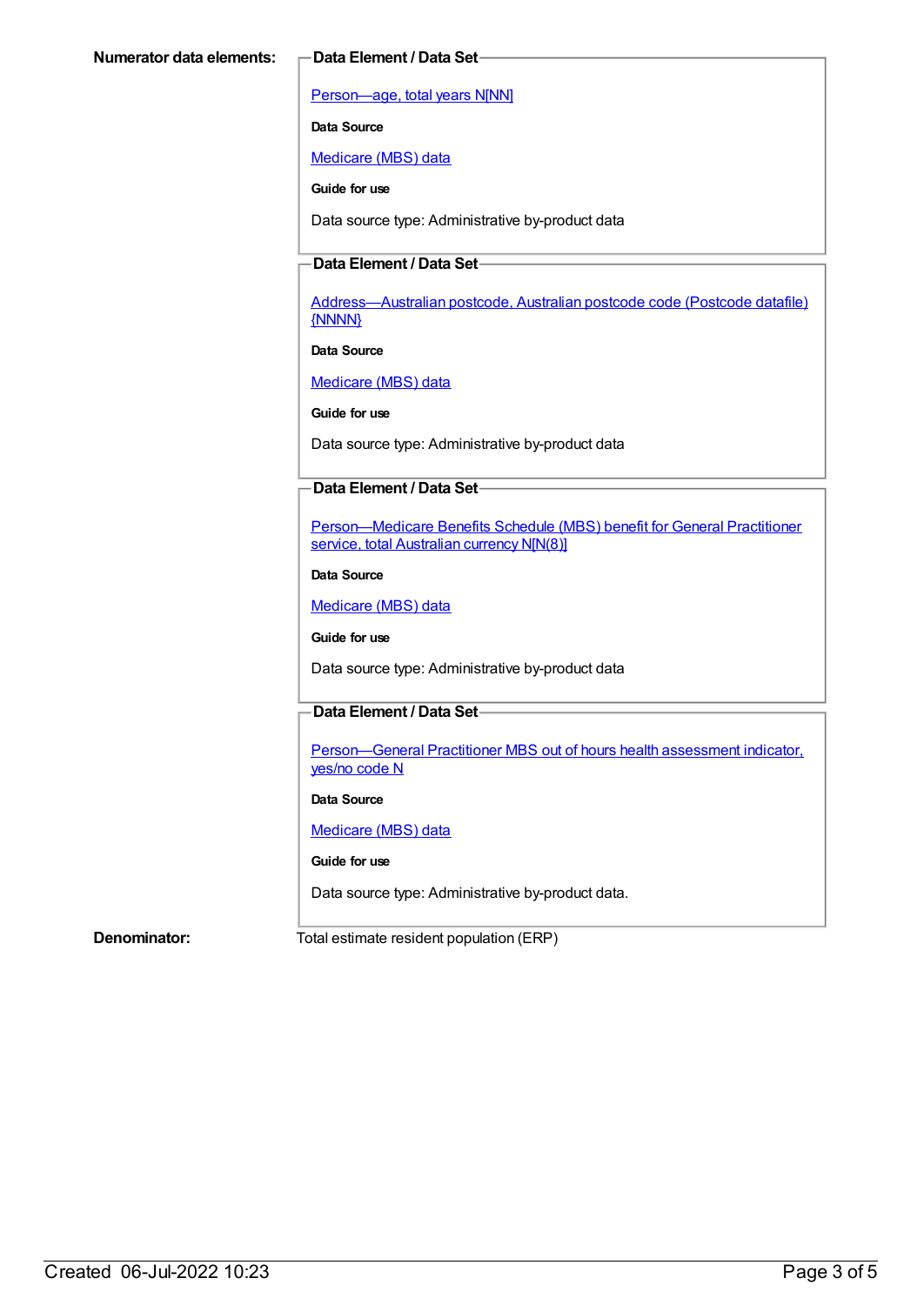**Numerator data elements:**

**Data Element / Data Set**

Person—age, total years N[NN]

**Data Source**

Medicare (MBS) data

**Guide for use**

Data source type: Administrative by-product data

**Data Element / Data Set**

Address—Australian postcode, Australian postcode code (Postcode datafile) {NNNN}

**Data Source**

Medicare (MBS) data

**Guide for use**

Data source type: Administrative by-product data

**Data Element / Data Set**

Person—Medicare Benefits Schedule (MBS) benefit for General Practitioner service, total Australian currency N[N(8)]

**Data Source**

Medicare (MBS) data

**Guide for use**

Data source type: Administrative by-product data

**Data Element / Data Set**

Person—General Practitioner MBS out of hours health assessment indicator, yes/no code N

**Data Source**

Medicare (MBS) data

**Guide for use**

Data source type: Administrative by-product data.

**Denominator:** Total estimate resident population (ERP)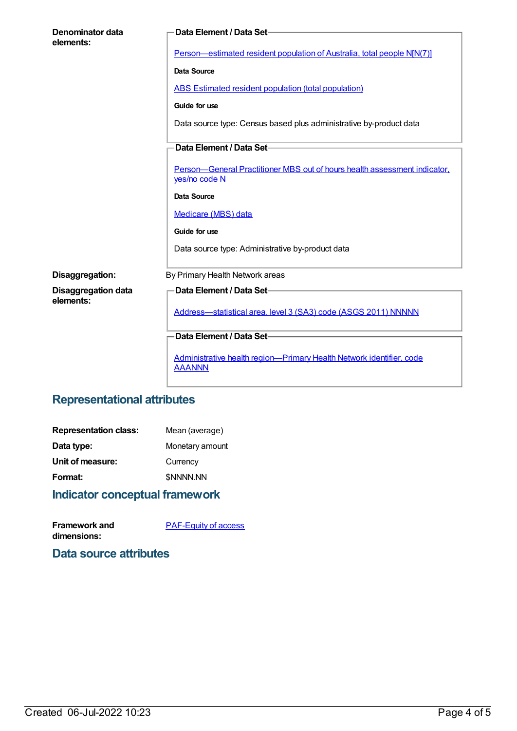**Denominator data elements:**

**Data Element / Data Set**

[Person—estimated resident population of Australia, total people N[N(7)]]

**Data Source**

ABS Estimated resident population (total population)

**Guide for use**

Data source type: Census based plus administrative by-product data

**Data Element / Data Set**

Person—General Practitioner MBS out of hours health assessment indicator, yes/no code N

**Data Source**

Medicare (MBS) data

**Guide for use**

Data source type: Administrative by-product data

**Disaggregation:** By Primary Health Network areas

**Disaggregation data elements:**

**Data Element / Data Set**

Address—statistical area, level 3 (SA3) code (ASGS 2011) NNNNN

**Data Element / Data Set**

Administrative health region—Primary Health Network identifier, code AAANNN

## Representational attributes

**Representation class:** Mean (average)

**Data type:** Monetary amount

**Unit of measure:** Currency

**Format:** $NNNN.NN

## Indicator conceptual framework

**Framework and dimensions:** PAF-Equity of access

## Data source attributes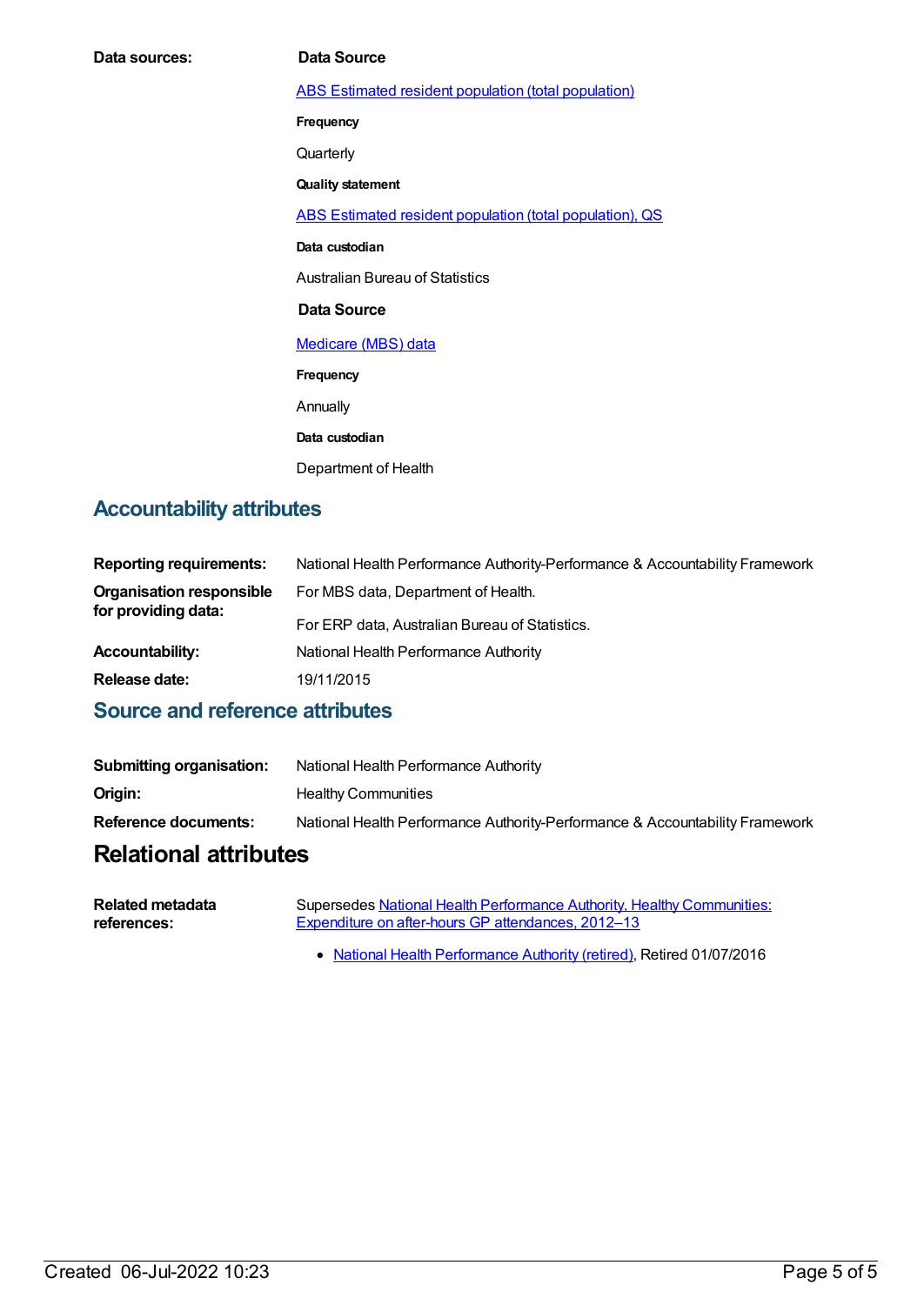**Data sources:**

**Data Source**

ABS Estimated resident population (total population)

**Frequency**

Quarterly

**Quality statement**

ABS Estimated resident population (total population), QS

**Data custodian**

Australian Bureau of Statistics

**Data Source**

Medicare (MBS) data

**Frequency**

Annually

**Data custodian**

Department of Health

## Accountability attributes

**Reporting requirements:** National Health Performance Authority-Performance & Accountability Framework

**Organisation responsible for providing data:** For MBS data, Department of Health.

For ERP data, Australian Bureau of Statistics.

**Accountability:** National Health Performance Authority

**Release date:** 19/11/2015

## Source and reference attributes

**Submitting organisation:** National Health Performance Authority

**Origin:** Healthy Communities

**Reference documents:** National Health Performance Authority-Performance & Accountability Framework

# Relational attributes

**Related metadata references:** Supersedes National Health Performance Authority, Healthy Communities: Expenditure on after-hours GP attendances, 2012–13

- National Health Performance Authority (retired), Retired 01/07/2016